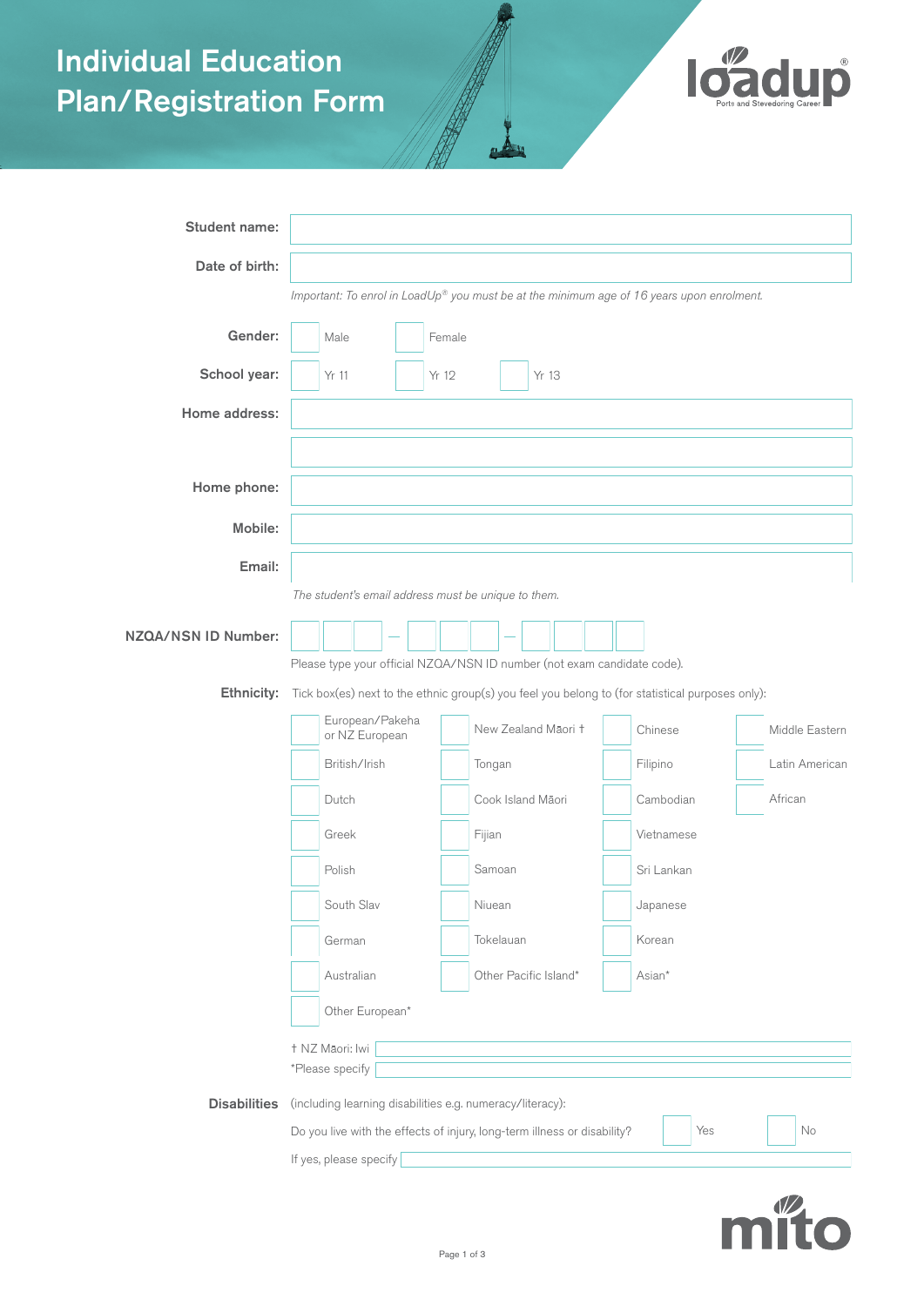# Individual Education Plan/Registration Form

loadup® Ports and Stevedoring Career

**Student name:**

**Date of birth:**

*Important: To enrol in LoadUp® you must be at the minimum age of 16 years upon enrolment.*

**Gender:** ☐ Male ☐ Female

**School year:** ☐ Yr 11 ☐ Yr 12 ☐ Yr 13

**Home address:**

**Home phone:**

**Mobile:**

**Email:**

*The student's email address must be unique to them.*

**NZQA/NSN ID Number:** ☐☐☐ – ☐☐☐ – ☐☐☐☐

Please type your official NZQA/NSN ID number (not exam candidate code).

**Ethnicity:** Tick box(es) next to the ethnic group(s) you feel you belong to (for statistical purposes only):

| | | | |
|---|---|---|---|
| ☐ European/Pakeha or NZ European | ☐ New Zealand Māori † | ☐ Chinese | ☐ Middle Eastern |
| ☐ British/Irish | ☐ Tongan | ☐ Filipino | ☐ Latin American |
| ☐ Dutch | ☐ Cook Island Māori | ☐ Cambodian | ☐ African |
| ☐ Greek | ☐ Fijian | ☐ Vietnamese | |
| ☐ Polish | ☐ Samoan | ☐ Sri Lankan | |
| ☐ South Slav | ☐ Niuean | ☐ Japanese | |
| ☐ German | ☐ Tokelauan | ☐ Korean | |
| ☐ Australian | ☐ Other Pacific Island* | ☐ Asian* | |
| ☐ Other European* | | | |

† NZ Māori: Iwi

*Please specify

**Disabilities** (including learning disabilities e.g. numeracy/literacy):

Do you live with the effects of injury, long-term illness or disability? ☐ Yes ☐ No

If yes, please specify

mito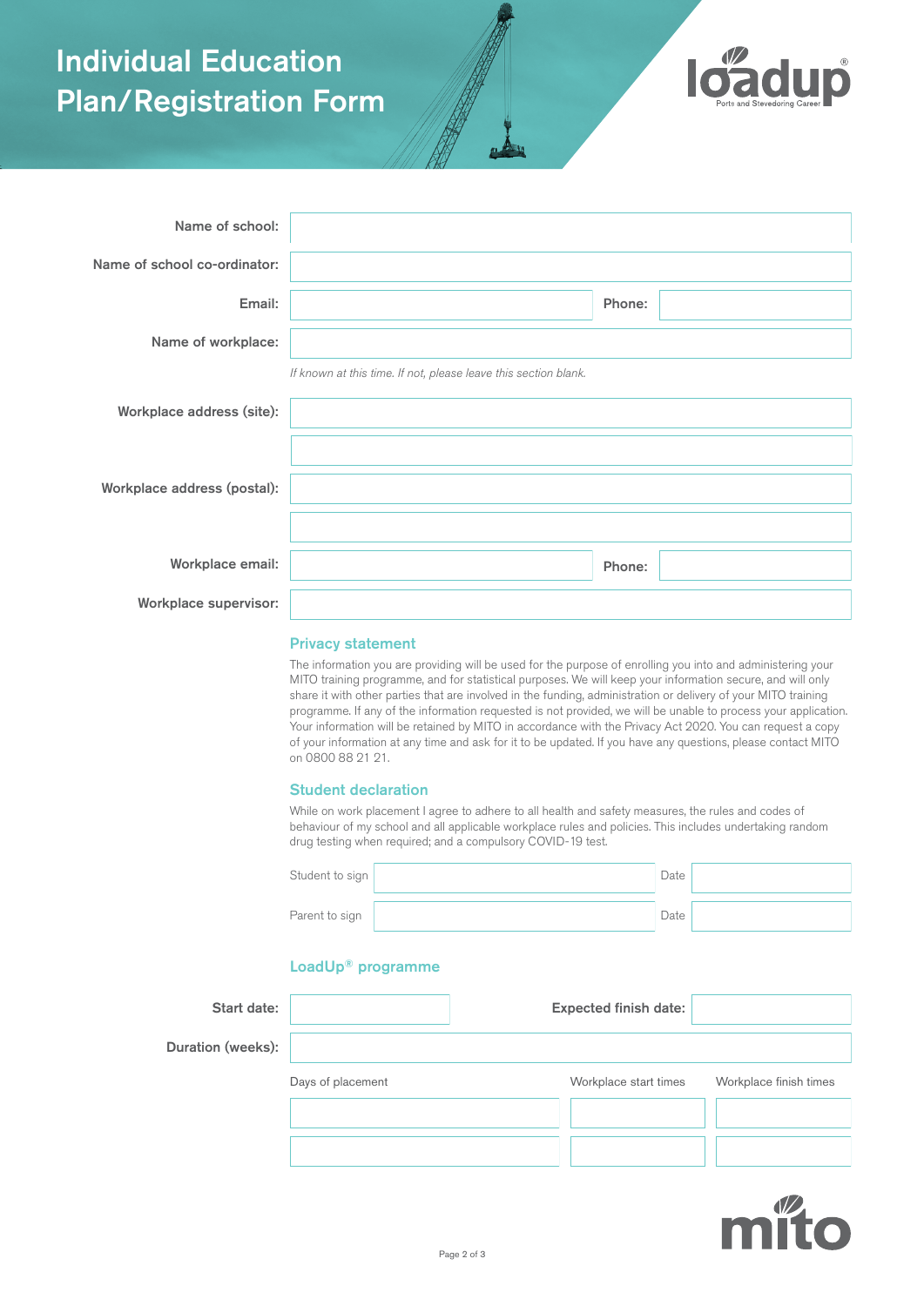# Individual Education Plan/Registration Form

| | |
|---|---|
| Name of school: | |
| Name of school co-ordinator: | |
| Email: | Phone: |
| Name of workplace: | |

*If known at this time. If not, please leave this section blank.*

| | |
|---|---|
| Workplace address (site): | |
| Workplace address (postal): | |
| Workplace email: | Phone: |
| Workplace supervisor: | |

## Privacy statement

The information you are providing will be used for the purpose of enrolling you into and administering your MITO training programme, and for statistical purposes. We will keep your information secure, and will only share it with other parties that are involved in the funding, administration or delivery of your MITO training programme. If any of the information requested is not provided, we will be unable to process your application. Your information will be retained by MITO in accordance with the Privacy Act 2020. You can request a copy of your information at any time and ask for it to be updated. If you have any questions, please contact MITO on 0800 88 21 21.

## Student declaration

While on work placement I agree to adhere to all health and safety measures, the rules and codes of behaviour of my school and all applicable workplace rules and policies. This includes undertaking random drug testing when required; and a compulsory COVID-19 test.

| | | | |
|---|---|---|---|
| Student to sign | | Date | |
| Parent to sign | | Date | |

## LoadUp® programme

| | | | |
|---|---|---|---|
| Start date: | | Expected finish date: | |
| Duration (weeks): | | | |

| Days of placement | Workplace start times | Workplace finish times |
|---|---|---|
| | | |
| | | |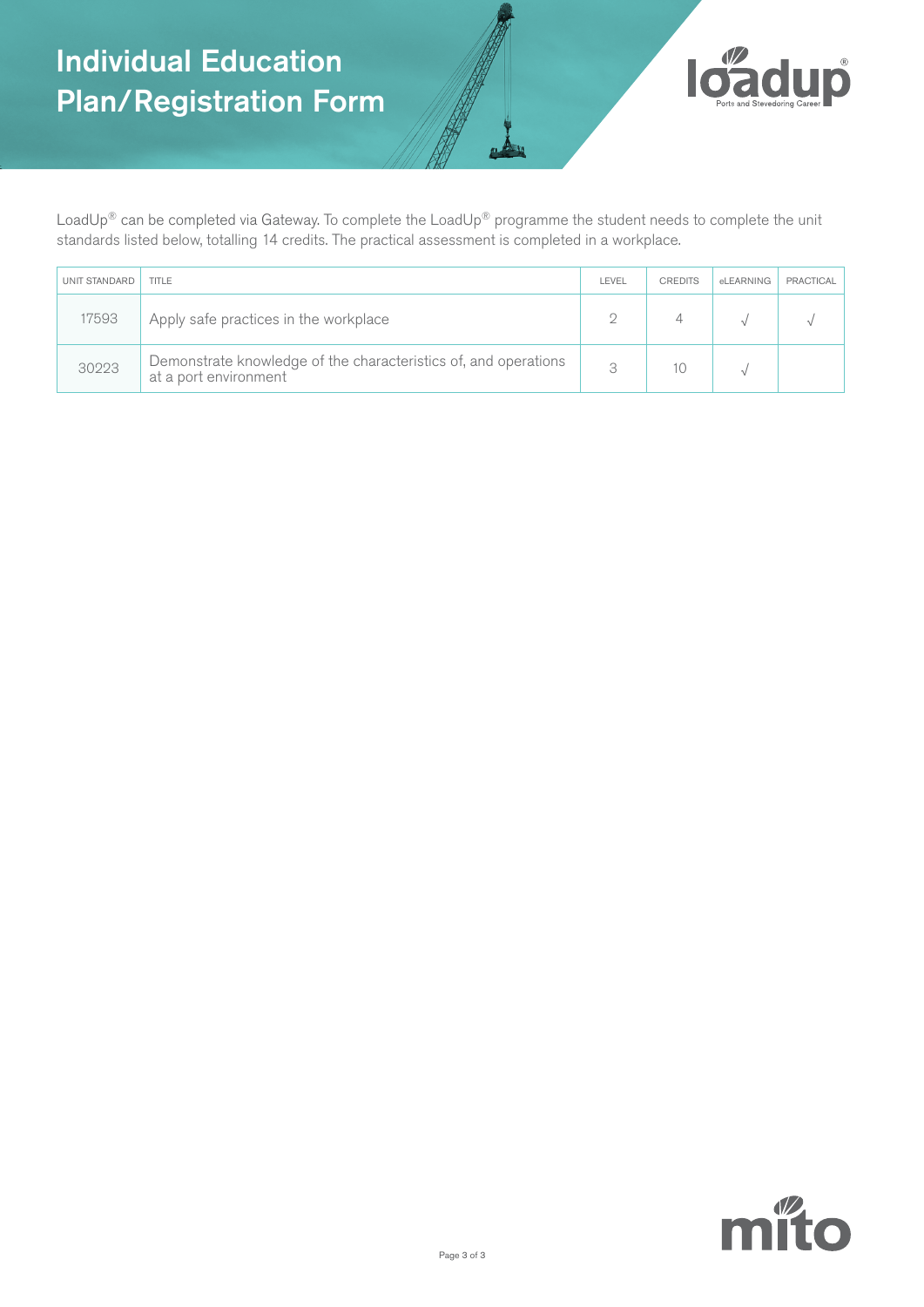# Individual Education Plan/Registration Form

LoadUp® can be completed via Gateway. To complete the LoadUp® programme the student needs to complete the unit standards listed below, totalling 14 credits. The practical assessment is completed in a workplace.

| UNIT STANDARD | TITLE | LEVEL | CREDITS | eLEARNING | PRACTICAL |
|---|---|---|---|---|---|
| 17593 | Apply safe practices in the workplace | 2 | 4 | √ | √ |
| 30223 | Demonstrate knowledge of the characteristics of, and operations at a port environment | 3 | 10 | √ | |